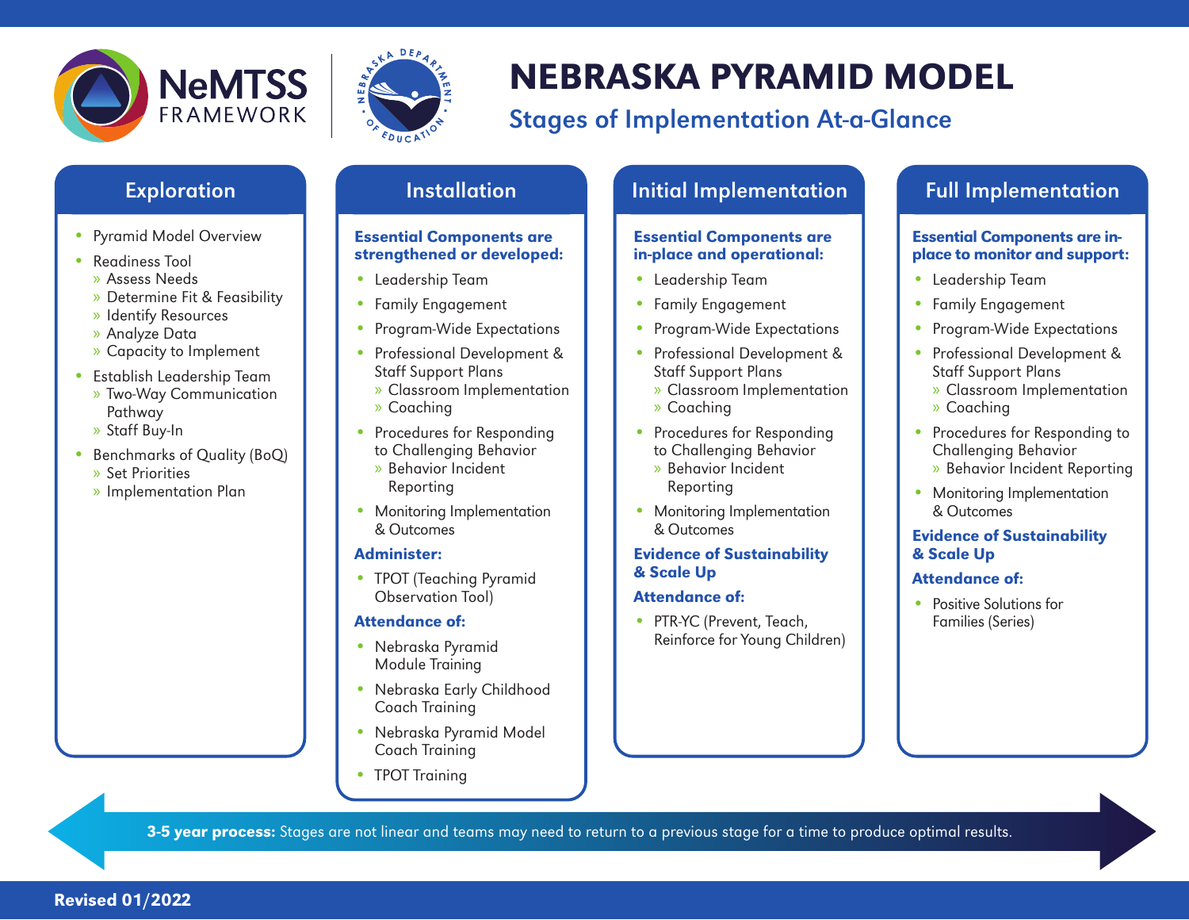NeMTSS FRAMEWORK

NEBRASKA DEPARTMENT OF EDUCATION

# NEBRASKA PYRAMID MODEL

## Stages of Implementation At-a-Glance

### Exploration

- Pyramid Model Overview
- Readiness Tool
  - Assess Needs
  - Determine Fit & Feasibility
  - Identify Resources
  - Analyze Data
  - Capacity to Implement
- Establish Leadership Team
  - Two-Way Communication Pathway
  - Staff Buy-In
- Benchmarks of Quality (BoQ)
  - Set Priorities
  - Implementation Plan

### Installation

**Essential Components are strengthened or developed:**

- Leadership Team
- Family Engagement
- Program-Wide Expectations
- Professional Development & Staff Support Plans
  - Classroom Implementation
  - Coaching
- Procedures for Responding to Challenging Behavior
  - Behavior Incident Reporting
- Monitoring Implementation & Outcomes

**Administer:**

- TPOT (Teaching Pyramid Observation Tool)

**Attendance of:**

- Nebraska Pyramid Module Training
- Nebraska Early Childhood Coach Training
- Nebraska Pyramid Model Coach Training
- TPOT Training

### Initial Implementation

**Essential Components are in-place and operational:**

- Leadership Team
- Family Engagement
- Program-Wide Expectations
- Professional Development & Staff Support Plans
  - Classroom Implementation
  - Coaching
- Procedures for Responding to Challenging Behavior
  - Behavior Incident Reporting
- Monitoring Implementation & Outcomes

**Evidence of Sustainability & Scale Up**

**Attendance of:**

- PTR-YC (Prevent, Teach, Reinforce for Young Children)

### Full Implementation

**Essential Components are in-place to monitor and support:**

- Leadership Team
- Family Engagement
- Program-Wide Expectations
- Professional Development & Staff Support Plans
  - Classroom Implementation
  - Coaching
- Procedures for Responding to Challenging Behavior
  - Behavior Incident Reporting
- Monitoring Implementation & Outcomes

**Evidence of Sustainability & Scale Up**

**Attendance of:**

- Positive Solutions for Families (Series)

**3-5 year process:** Stages are not linear and teams may need to return to a previous stage for a time to produce optimal results.

**Revised 01/2022**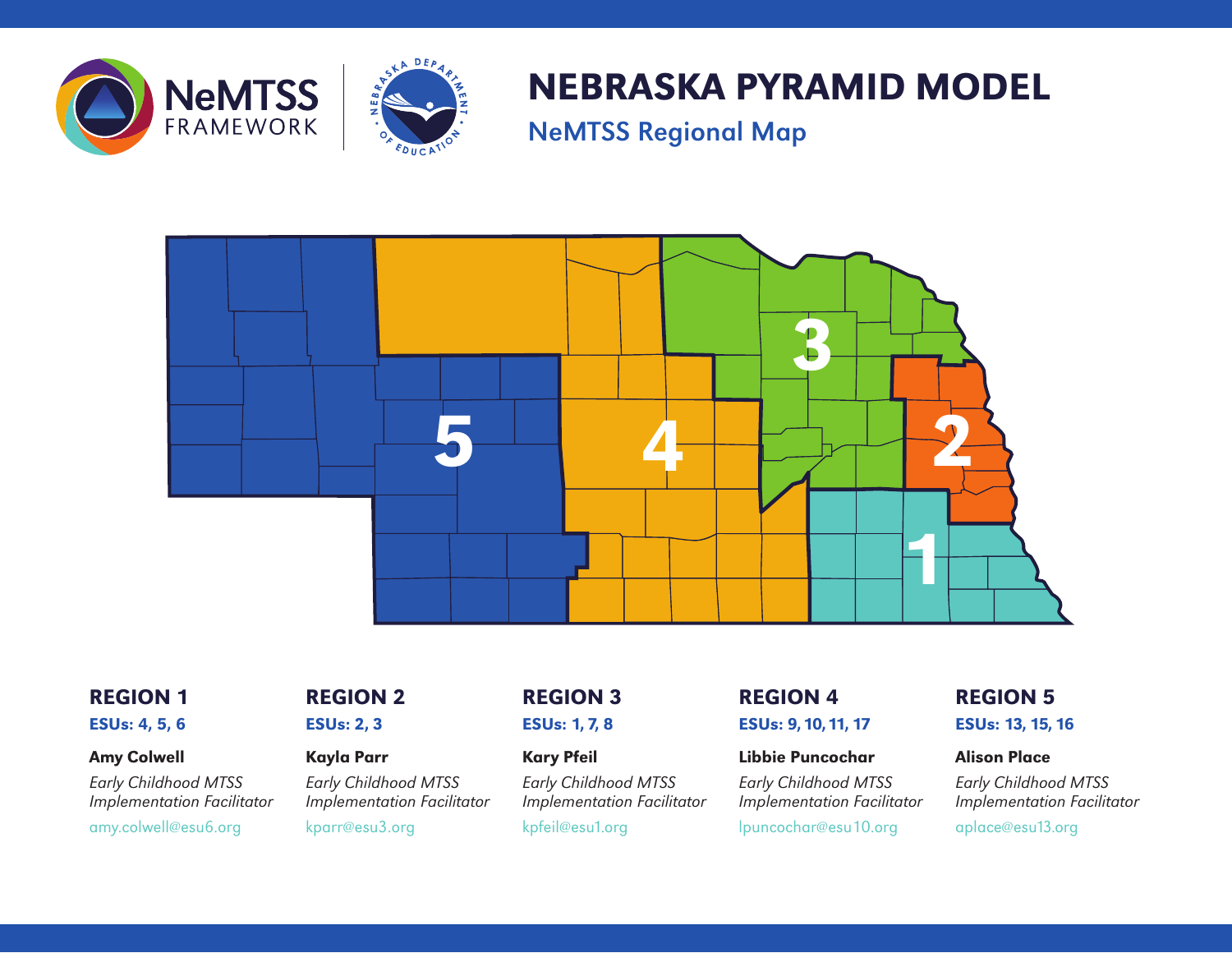NeMTSS FRAMEWORK

# NEBRASKA PYRAMID MODEL

## NeMTSS Regional Map

5

4

3

2

1

### REGION 1

**ESUs: 4, 5, 6**

**Amy Colwell**

*Early Childhood MTSS Implementation Facilitator*

amy.colwell@esu6.org

### REGION 2

**ESUs: 2, 3**

**Kayla Parr**

*Early Childhood MTSS Implementation Facilitator*

kparr@esu3.org

### REGION 3

**ESUs: 1, 7, 8**

**Kary Pfeil**

*Early Childhood MTSS Implementation Facilitator*

kpfeil@esu1.org

### REGION 4

**ESUs: 9, 10, 11, 17**

**Libbie Puncochar**

*Early Childhood MTSS Implementation Facilitator*

lpuncochar@esu10.org

### REGION 5

**ESUs: 13, 15, 16**

**Alison Place**

*Early Childhood MTSS Implementation Facilitator*

aplace@esu13.org